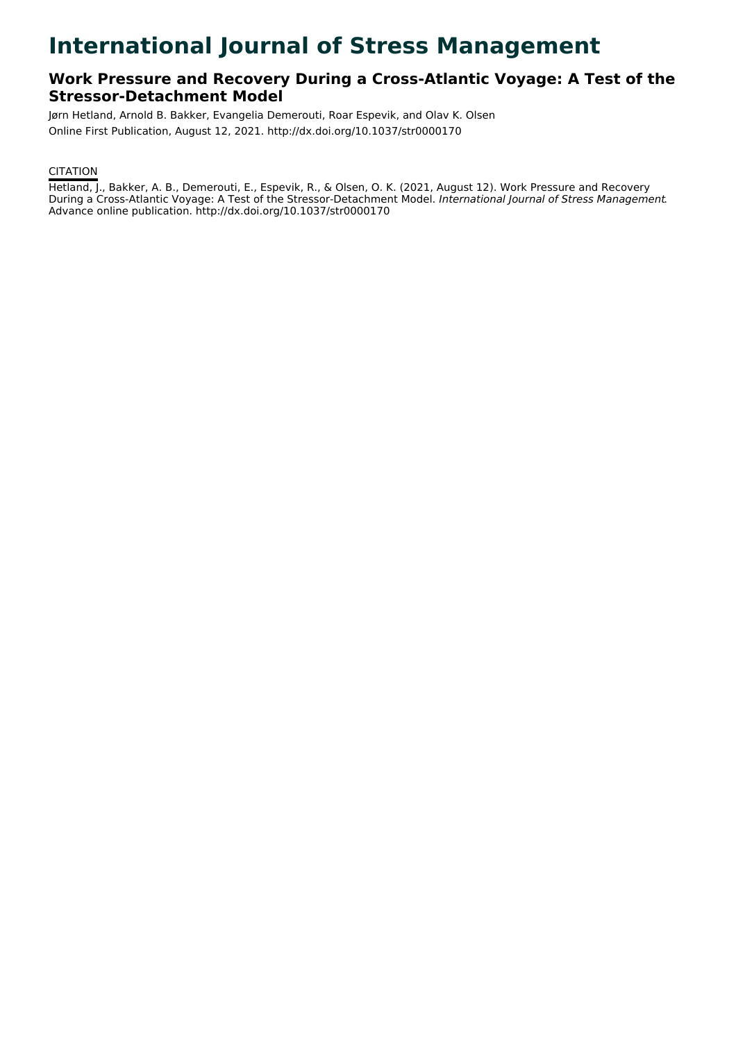# International Journal of Stress Management

## Work Pressure and Recovery During a Cross-Atlantic Voyage: A Test of the Stressor-Detachment Model

Jørn Hetland, Arnold B. Bakker, Evangelia Demerouti, Roar Espevik, and Olav K. Olsen

Online First Publication, August 12, 2021. http://dx.doi.org/10.1037/str0000170

CITATION

Hetland, J., Bakker, A. B., Demerouti, E., Espevik, R., & Olsen, O. K. (2021, August 12). Work Pressure and Recovery During a Cross-Atlantic Voyage: A Test of the Stressor-Detachment Model. *International Journal of Stress Management*. Advance online publication. http://dx.doi.org/10.1037/str0000170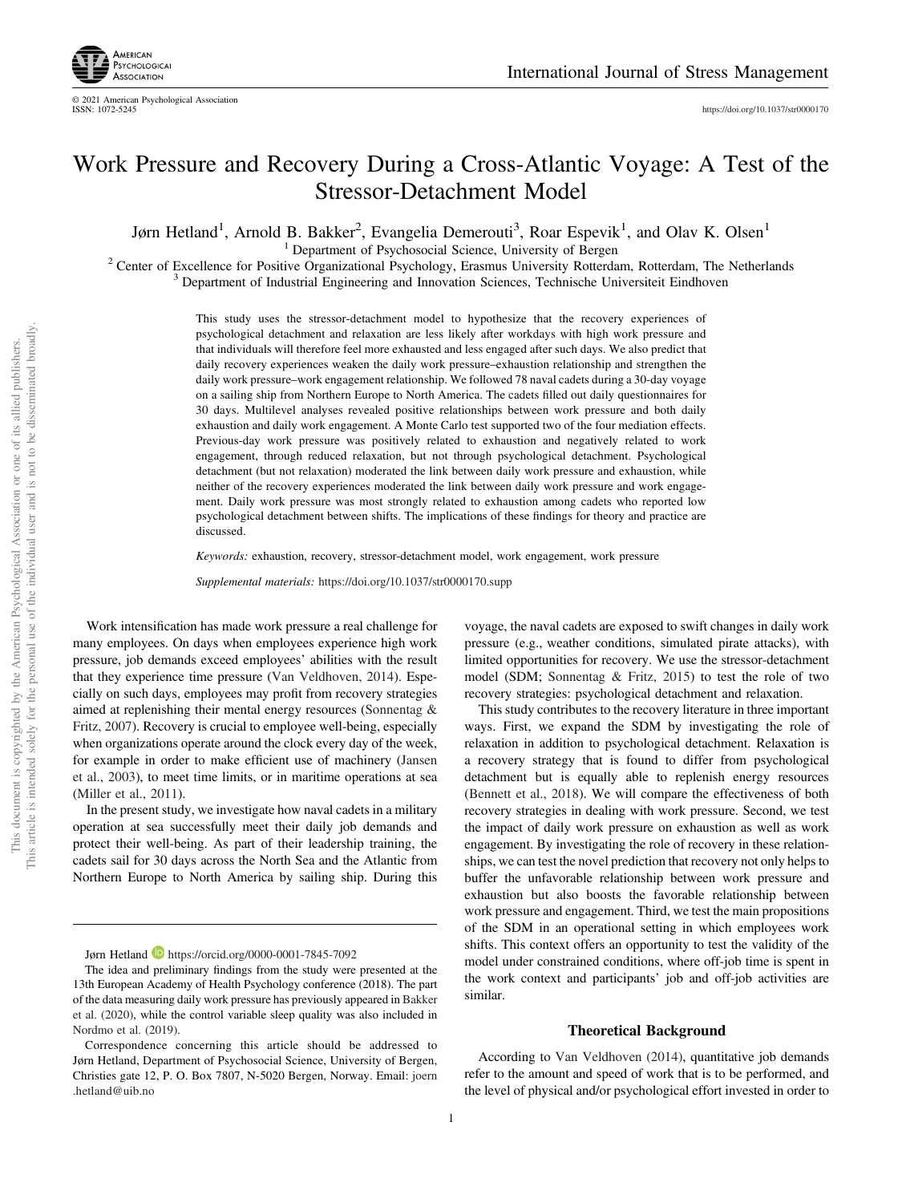# Work Pressure and Recovery During a Cross-Atlantic Voyage: A Test of the Stressor-Detachment Model

Jørn Hetland[1], Arnold B. Bakker[2], Evangelia Demerouti[3], Roar Espevik[1], and Olav K. Olsen[1]

[1] Department of Psychosocial Science, University of Bergen

[2] Center of Excellence for Positive Organizational Psychology, Erasmus University Rotterdam, Rotterdam, The Netherlands

[3] Department of Industrial Engineering and Innovation Sciences, Technische Universiteit Eindhoven

This study uses the stressor-detachment model to hypothesize that the recovery experiences of psychological detachment and relaxation are less likely after workdays with high work pressure and that individuals will therefore feel more exhausted and less engaged after such days. We also predict that daily recovery experiences weaken the daily work pressure–exhaustion relationship and strengthen the daily work pressure–work engagement relationship. We followed 78 naval cadets during a 30-day voyage on a sailing ship from Northern Europe to North America. The cadets filled out daily questionnaires for 30 days. Multilevel analyses revealed positive relationships between work pressure and both daily exhaustion and daily work engagement. A Monte Carlo test supported two of the four mediation effects. Previous-day work pressure was positively related to exhaustion and negatively related to work engagement, through reduced relaxation, but not through psychological detachment. Psychological detachment (but not relaxation) moderated the link between daily work pressure and exhaustion, while neither of the recovery experiences moderated the link between daily work pressure and work engagement. Daily work pressure was most strongly related to exhaustion among cadets who reported low psychological detachment between shifts. The implications of these findings for theory and practice are discussed.

*Keywords:* exhaustion, recovery, stressor-detachment model, work engagement, work pressure

*Supplemental materials:* https://doi.org/10.1037/str0000170.supp

Work intensification has made work pressure a real challenge for many employees. On days when employees experience high work pressure, job demands exceed employees' abilities with the result that they experience time pressure (Van Veldhoven, 2014). Especially on such days, employees may profit from recovery strategies aimed at replenishing their mental energy resources (Sonnentag & Fritz, 2007). Recovery is crucial to employee well-being, especially when organizations operate around the clock every day of the week, for example in order to make efficient use of machinery (Jansen et al., 2003), to meet time limits, or in maritime operations at sea (Miller et al., 2011).

In the present study, we investigate how naval cadets in a military operation at sea successfully meet their daily job demands and protect their well-being. As part of their leadership training, the cadets sail for 30 days across the North Sea and the Atlantic from Northern Europe to North America by sailing ship. During this voyage, the naval cadets are exposed to swift changes in daily work pressure (e.g., weather conditions, simulated pirate attacks), with limited opportunities for recovery. We use the stressor-detachment model (SDM; Sonnentag & Fritz, 2015) to test the role of two recovery strategies: psychological detachment and relaxation.

This study contributes to the recovery literature in three important ways. First, we expand the SDM by investigating the role of relaxation in addition to psychological detachment. Relaxation is a recovery strategy that is found to differ from psychological detachment but is equally able to replenish energy resources (Bennett et al., 2018). We will compare the effectiveness of both recovery strategies in dealing with work pressure. Second, we test the impact of daily work pressure on exhaustion as well as work engagement. By investigating the role of recovery in these relationships, we can test the novel prediction that recovery not only helps to buffer the unfavorable relationship between work pressure and exhaustion but also boosts the favorable relationship between work pressure and engagement. Third, we test the main propositions of the SDM in an operational setting in which employees work shifts. This context offers an opportunity to test the validity of the model under constrained conditions, where off-job time is spent in the work context and participants' job and off-job activities are similar.

## Theoretical Background

According to Van Veldhoven (2014), quantitative job demands refer to the amount and speed of work that is to be performed, and the level of physical and/or psychological effort invested in order to

---

Jørn Hetland https://orcid.org/0000-0001-7845-7092

The idea and preliminary findings from the study were presented at the 13th European Academy of Health Psychology conference (2018). The part of the data measuring daily work pressure has previously appeared in Bakker et al. (2020), while the control variable sleep quality was also included in Nordmo et al. (2019).

Correspondence concerning this article should be addressed to Jørn Hetland, Department of Psychosocial Science, University of Bergen, Christies gate 12, P. O. Box 7807, N-5020 Bergen, Norway. Email: joern.hetland@uib.no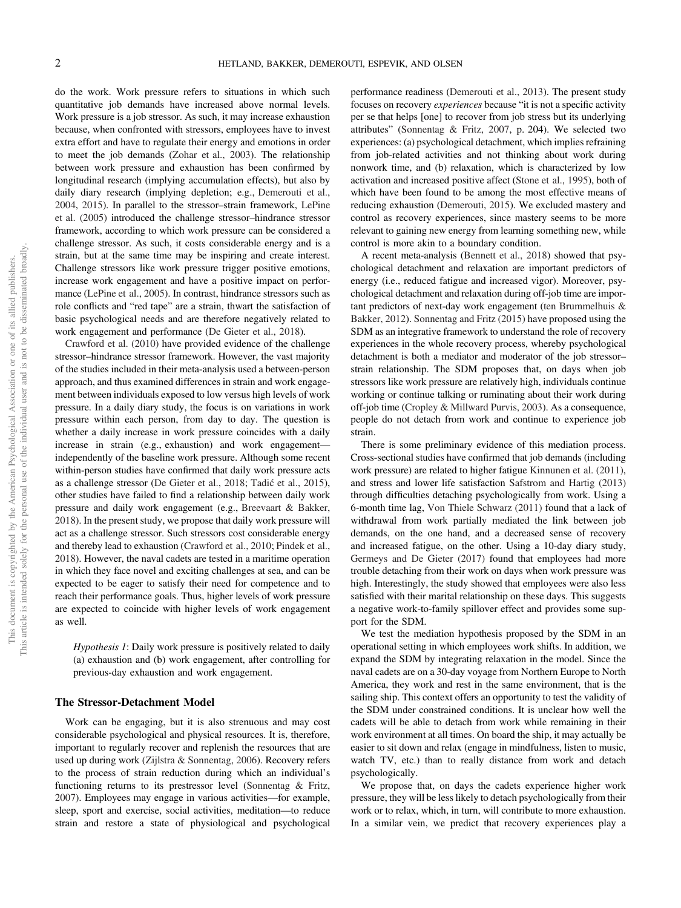do the work. Work pressure refers to situations in which such quantitative job demands have increased above normal levels. Work pressure is a job stressor. As such, it may increase exhaustion because, when confronted with stressors, employees have to invest extra effort and have to regulate their energy and emotions in order to meet the job demands (Zohar et al., 2003). The relationship between work pressure and exhaustion has been confirmed by longitudinal research (implying accumulation effects), but also by daily diary research (implying depletion; e.g., Demerouti et al., 2004, 2015). In parallel to the stressor–strain framework, LePine et al. (2005) introduced the challenge stressor–hindrance stressor framework, according to which work pressure can be considered a challenge stressor. As such, it costs considerable energy and is a strain, but at the same time may be inspiring and create interest. Challenge stressors like work pressure trigger positive emotions, increase work engagement and have a positive impact on performance (LePine et al., 2005). In contrast, hindrance stressors such as role conflicts and "red tape" are a strain, thwart the satisfaction of basic psychological needs and are therefore negatively related to work engagement and performance (De Gieter et al., 2018).

Crawford et al. (2010) have provided evidence of the challenge stressor–hindrance stressor framework. However, the vast majority of the studies included in their meta-analysis used a between-person approach, and thus examined differences in strain and work engagement between individuals exposed to low versus high levels of work pressure. In a daily diary study, the focus is on variations in work pressure within each person, from day to day. The question is whether a daily increase in work pressure coincides with a daily increase in strain (e.g., exhaustion) and work engagement—independently of the baseline work pressure. Although some recent within-person studies have confirmed that daily work pressure acts as a challenge stressor (De Gieter et al., 2018; Tadić et al., 2015), other studies have failed to find a relationship between daily work pressure and daily work engagement (e.g., Breevaart & Bakker, 2018). In the present study, we propose that daily work pressure will act as a challenge stressor. Such stressors cost considerable energy and thereby lead to exhaustion (Crawford et al., 2010; Pindek et al., 2018). However, the naval cadets are tested in a maritime operation in which they face novel and exciting challenges at sea, and can be expected to be eager to satisfy their need for competence and to reach their performance goals. Thus, higher levels of work pressure are expected to coincide with higher levels of work engagement as well.

*Hypothesis 1*: Daily work pressure is positively related to daily (a) exhaustion and (b) work engagement, after controlling for previous-day exhaustion and work engagement.

## The Stressor-Detachment Model

Work can be engaging, but it is also strenuous and may cost considerable psychological and physical resources. It is, therefore, important to regularly recover and replenish the resources that are used up during work (Zijlstra & Sonnentag, 2006). Recovery refers to the process of strain reduction during which an individual's functioning returns to its prestressor level (Sonnentag & Fritz, 2007). Employees may engage in various activities—for example, sleep, sport and exercise, social activities, meditation—to reduce strain and restore a state of physiological and psychological performance readiness (Demerouti et al., 2013). The present study focuses on recovery *experiences* because "it is not a specific activity per se that helps [one] to recover from job stress but its underlying attributes" (Sonnentag & Fritz, 2007, p. 204). We selected two experiences: (a) psychological detachment, which implies refraining from job-related activities and not thinking about work during nonwork time, and (b) relaxation, which is characterized by low activation and increased positive affect (Stone et al., 1995), both of which have been found to be among the most effective means of reducing exhaustion (Demerouti, 2015). We excluded mastery and control as recovery experiences, since mastery seems to be more relevant to gaining new energy from learning something new, while control is more akin to a boundary condition.

A recent meta-analysis (Bennett et al., 2018) showed that psychological detachment and relaxation are important predictors of energy (i.e., reduced fatigue and increased vigor). Moreover, psychological detachment and relaxation during off-job time are important predictors of next-day work engagement (ten Brummelhuis & Bakker, 2012). Sonnentag and Fritz (2015) have proposed using the SDM as an integrative framework to understand the role of recovery experiences in the whole recovery process, whereby psychological detachment is both a mediator and moderator of the job stressor–strain relationship. The SDM proposes that, on days when job stressors like work pressure are relatively high, individuals continue working or continue talking or ruminating about their work during off-job time (Cropley & Millward Purvis, 2003). As a consequence, people do not detach from work and continue to experience job strain.

There is some preliminary evidence of this mediation process. Cross-sectional studies have confirmed that job demands (including work pressure) are related to higher fatigue Kinnunen et al. (2011), and stress and lower life satisfaction Safstrom and Hartig (2013) through difficulties detaching psychologically from work. Using a 6-month time lag, Von Thiele Schwarz (2011) found that a lack of withdrawal from work partially mediated the link between job demands, on the one hand, and a decreased sense of recovery and increased fatigue, on the other. Using a 10-day diary study, Germeys and De Gieter (2017) found that employees had more trouble detaching from their work on days when work pressure was high. Interestingly, the study showed that employees were also less satisfied with their marital relationship on these days. This suggests a negative work-to-family spillover effect and provides some support for the SDM.

We test the mediation hypothesis proposed by the SDM in an operational setting in which employees work shifts. In addition, we expand the SDM by integrating relaxation in the model. Since the naval cadets are on a 30-day voyage from Northern Europe to North America, they work and rest in the same environment, that is the sailing ship. This context offers an opportunity to test the validity of the SDM under constrained conditions. It is unclear how well the cadets will be able to detach from work while remaining in their work environment at all times. On board the ship, it may actually be easier to sit down and relax (engage in mindfulness, listen to music, watch TV, etc.) than to really distance from work and detach psychologically.

We propose that, on days the cadets experience higher work pressure, they will be less likely to detach psychologically from their work or to relax, which, in turn, will contribute to more exhaustion. In a similar vein, we predict that recovery experiences play a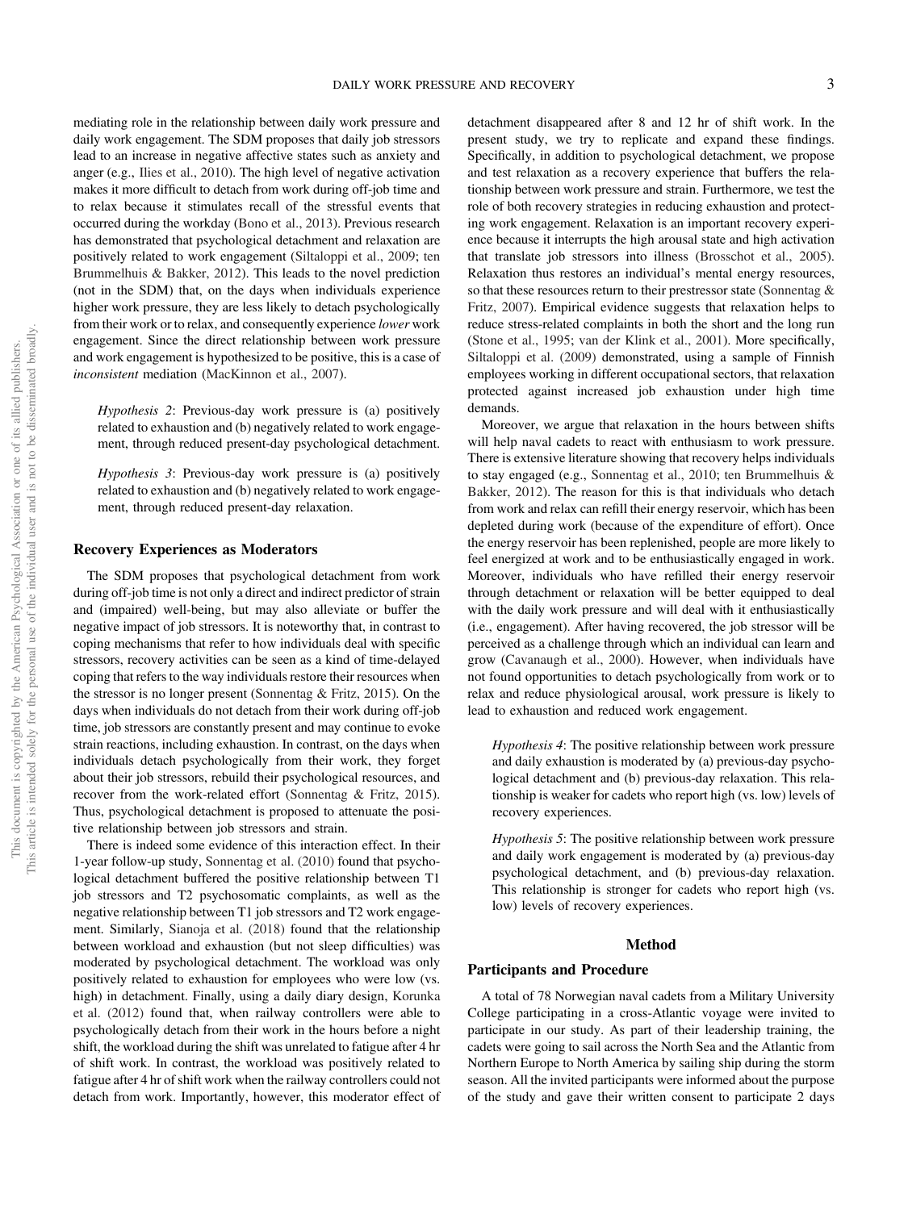mediating role in the relationship between daily work pressure and daily work engagement. The SDM proposes that daily job stressors lead to an increase in negative affective states such as anxiety and anger (e.g., Ilies et al., 2010). The high level of negative activation makes it more difficult to detach from work during off-job time and to relax because it stimulates recall of the stressful events that occurred during the workday (Bono et al., 2013). Previous research has demonstrated that psychological detachment and relaxation are positively related to work engagement (Siltaloppi et al., 2009; ten Brummelhuis & Bakker, 2012). This leads to the novel prediction (not in the SDM) that, on the days when individuals experience higher work pressure, they are less likely to detach psychologically from their work or to relax, and consequently experience *lower* work engagement. Since the direct relationship between work pressure and work engagement is hypothesized to be positive, this is a case of *inconsistent* mediation (MacKinnon et al., 2007).

> *Hypothesis 2*: Previous-day work pressure is (a) positively related to exhaustion and (b) negatively related to work engagement, through reduced present-day psychological detachment.

> *Hypothesis 3*: Previous-day work pressure is (a) positively related to exhaustion and (b) negatively related to work engagement, through reduced present-day relaxation.

### Recovery Experiences as Moderators

The SDM proposes that psychological detachment from work during off-job time is not only a direct and indirect predictor of strain and (impaired) well-being, but may also alleviate or buffer the negative impact of job stressors. It is noteworthy that, in contrast to coping mechanisms that refer to how individuals deal with specific stressors, recovery activities can be seen as a kind of time-delayed coping that refers to the way individuals restore their resources when the stressor is no longer present (Sonnentag & Fritz, 2015). On the days when individuals do not detach from their work during off-job time, job stressors are constantly present and may continue to evoke strain reactions, including exhaustion. In contrast, on the days when individuals detach psychologically from their work, they forget about their job stressors, rebuild their psychological resources, and recover from the work-related effort (Sonnentag & Fritz, 2015). Thus, psychological detachment is proposed to attenuate the positive relationship between job stressors and strain.

There is indeed some evidence of this interaction effect. In their 1-year follow-up study, Sonnentag et al. (2010) found that psychological detachment buffered the positive relationship between T1 job stressors and T2 psychosomatic complaints, as well as the negative relationship between T1 job stressors and T2 work engagement. Similarly, Sianoja et al. (2018) found that the relationship between workload and exhaustion (but not sleep difficulties) was moderated by psychological detachment. The workload was only positively related to exhaustion for employees who were low (vs. high) in detachment. Finally, using a daily diary design, Korunka et al. (2012) found that, when railway controllers were able to psychologically detach from their work in the hours before a night shift, the workload during the shift was unrelated to fatigue after 4 hr of shift work. In contrast, the workload was positively related to fatigue after 4 hr of shift work when the railway controllers could not detach from work. Importantly, however, this moderator effect of detachment disappeared after 8 and 12 hr of shift work. In the present study, we try to replicate and expand these findings. Specifically, in addition to psychological detachment, we propose and test relaxation as a recovery experience that buffers the relationship between work pressure and strain. Furthermore, we test the role of both recovery strategies in reducing exhaustion and protecting work engagement. Relaxation is an important recovery experience because it interrupts the high arousal state and high activation that translate job stressors into illness (Brosschot et al., 2005). Relaxation thus restores an individual's mental energy resources, so that these resources return to their prestressor state (Sonnentag & Fritz, 2007). Empirical evidence suggests that relaxation helps to reduce stress-related complaints in both the short and the long run (Stone et al., 1995; van der Klink et al., 2001). More specifically, Siltaloppi et al. (2009) demonstrated, using a sample of Finnish employees working in different occupational sectors, that relaxation protected against increased job exhaustion under high time demands.

Moreover, we argue that relaxation in the hours between shifts will help naval cadets to react with enthusiasm to work pressure. There is extensive literature showing that recovery helps individuals to stay engaged (e.g., Sonnentag et al., 2010; ten Brummelhuis & Bakker, 2012). The reason for this is that individuals who detach from work and relax can refill their energy reservoir, which has been depleted during work (because of the expenditure of effort). Once the energy reservoir has been replenished, people are more likely to feel energized at work and to be enthusiastically engaged in work. Moreover, individuals who have refilled their energy reservoir through detachment or relaxation will be better equipped to deal with the daily work pressure and will deal with it enthusiastically (i.e., engagement). After having recovered, the job stressor will be perceived as a challenge through which an individual can learn and grow (Cavanaugh et al., 2000). However, when individuals have not found opportunities to detach psychologically from work or to relax and reduce physiological arousal, work pressure is likely to lead to exhaustion and reduced work engagement.

> *Hypothesis 4*: The positive relationship between work pressure and daily exhaustion is moderated by (a) previous-day psychological detachment and (b) previous-day relaxation. This relationship is weaker for cadets who report high (vs. low) levels of recovery experiences.

> *Hypothesis 5*: The positive relationship between work pressure and daily work engagement is moderated by (a) previous-day psychological detachment, and (b) previous-day relaxation. This relationship is stronger for cadets who report high (vs. low) levels of recovery experiences.

## Method

### Participants and Procedure

A total of 78 Norwegian naval cadets from a Military University College participating in a cross-Atlantic voyage were invited to participate in our study. As part of their leadership training, the cadets were going to sail across the North Sea and the Atlantic from Northern Europe to North America by sailing ship during the storm season. All the invited participants were informed about the purpose of the study and gave their written consent to participate 2 days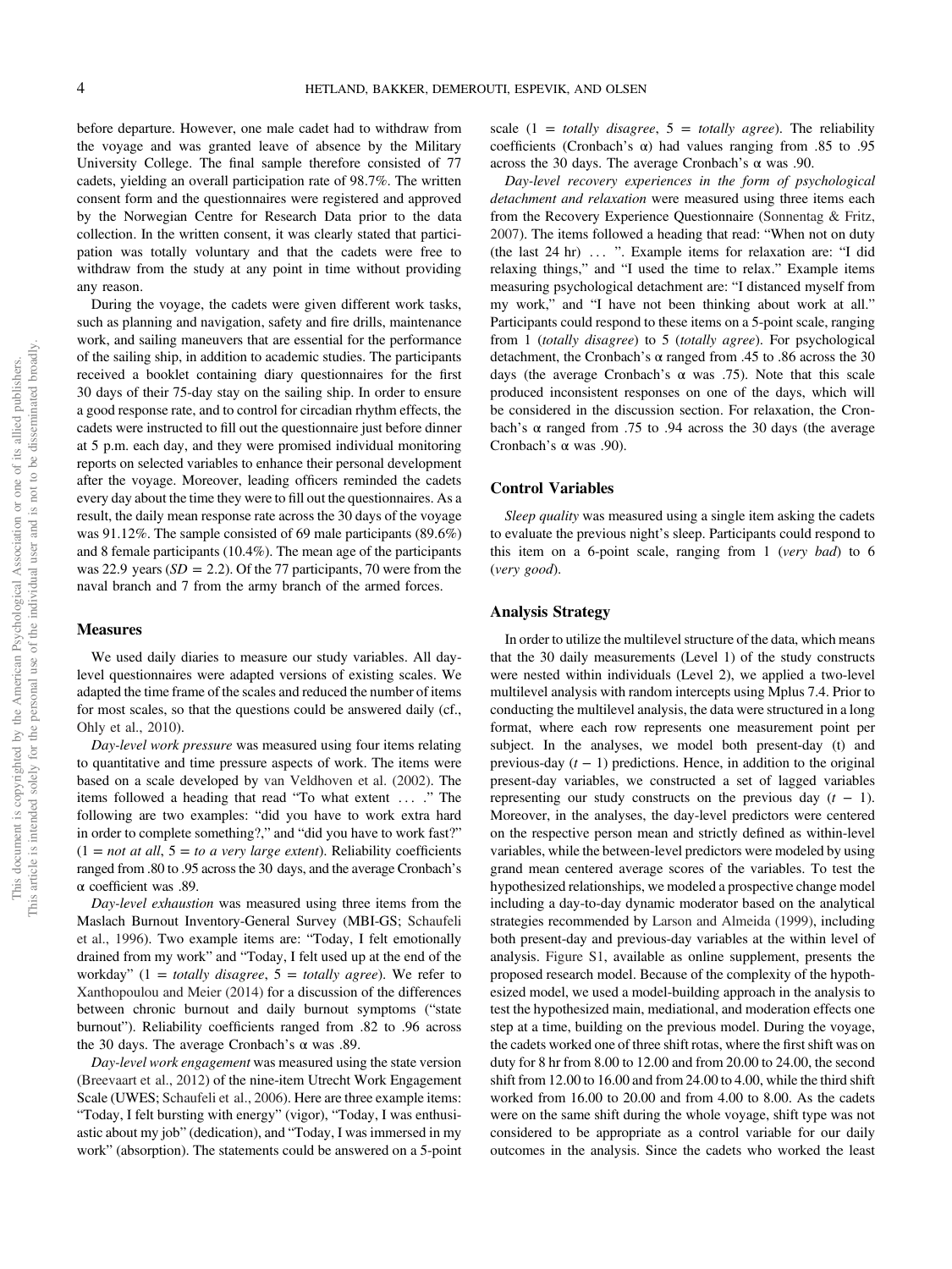before departure. However, one male cadet had to withdraw from the voyage and was granted leave of absence by the Military University College. The final sample therefore consisted of 77 cadets, yielding an overall participation rate of 98.7%. The written consent form and the questionnaires were registered and approved by the Norwegian Centre for Research Data prior to the data collection. In the written consent, it was clearly stated that participation was totally voluntary and that the cadets were free to withdraw from the study at any point in time without providing any reason.

During the voyage, the cadets were given different work tasks, such as planning and navigation, safety and fire drills, maintenance work, and sailing maneuvers that are essential for the performance of the sailing ship, in addition to academic studies. The participants received a booklet containing diary questionnaires for the first 30 days of their 75-day stay on the sailing ship. In order to ensure a good response rate, and to control for circadian rhythm effects, the cadets were instructed to fill out the questionnaire just before dinner at 5 p.m. each day, and they were promised individual monitoring reports on selected variables to enhance their personal development after the voyage. Moreover, leading officers reminded the cadets every day about the time they were to fill out the questionnaires. As a result, the daily mean response rate across the 30 days of the voyage was 91.12%. The sample consisted of 69 male participants (89.6%) and 8 female participants (10.4%). The mean age of the participants was 22.9 years ($SD = 2.2$). Of the 77 participants, 70 were from the naval branch and 7 from the army branch of the armed forces.

### Measures

We used daily diaries to measure our study variables. All day-level questionnaires were adapted versions of existing scales. We adapted the time frame of the scales and reduced the number of items for most scales, so that the questions could be answered daily (cf., Ohly et al., 2010).

*Day-level work pressure* was measured using four items relating to quantitative and time pressure aspects of work. The items were based on a scale developed by van Veldhoven et al. (2002). The items followed a heading that read "To what extent . . . ." The following are two examples: "did you have to work extra hard in order to complete something?," and "did you have to work fast?" (1 = *not at all*, 5 = *to a very large extent*). Reliability coefficients ranged from .80 to .95 across the 30 days, and the average Cronbach's α coefficient was .89.

*Day-level exhaustion* was measured using three items from the Maslach Burnout Inventory-General Survey (MBI-GS; Schaufeli et al., 1996). Two example items are: "Today, I felt emotionally drained from my work" and "Today, I felt used up at the end of the workday" (1 = *totally disagree*, 5 = *totally agree*). We refer to Xanthopoulou and Meier (2014) for a discussion of the differences between chronic burnout and daily burnout symptoms ("state burnout"). Reliability coefficients ranged from .82 to .96 across the 30 days. The average Cronbach's α was .89.

*Day-level work engagement* was measured using the state version (Breevaart et al., 2012) of the nine-item Utrecht Work Engagement Scale (UWES; Schaufeli et al., 2006). Here are three example items: "Today, I felt bursting with energy" (vigor), "Today, I was enthusiastic about my job" (dedication), and "Today, I was immersed in my work" (absorption). The statements could be answered on a 5-point scale (1 = *totally disagree*, 5 = *totally agree*). The reliability coefficients (Cronbach's α) had values ranging from .85 to .95 across the 30 days. The average Cronbach's α was .90.

*Day-level recovery experiences in the form of psychological detachment and relaxation* were measured using three items each from the Recovery Experience Questionnaire (Sonnentag & Fritz, 2007). The items followed a heading that read: "When not on duty (the last 24 hr) . . . ". Example items for relaxation are: "I did relaxing things," and "I used the time to relax." Example items measuring psychological detachment are: "I distanced myself from my work," and "I have not been thinking about work at all." Participants could respond to these items on a 5-point scale, ranging from 1 (*totally disagree*) to 5 (*totally agree*). For psychological detachment, the Cronbach's α ranged from .45 to .86 across the 30 days (the average Cronbach's α was .75). Note that this scale produced inconsistent responses on one of the days, which will be considered in the discussion section. For relaxation, the Cronbach's α ranged from .75 to .94 across the 30 days (the average Cronbach's α was .90).

### Control Variables

*Sleep quality* was measured using a single item asking the cadets to evaluate the previous night's sleep. Participants could respond to this item on a 6-point scale, ranging from 1 (*very bad*) to 6 (*very good*).

### Analysis Strategy

In order to utilize the multilevel structure of the data, which means that the 30 daily measurements (Level 1) of the study constructs were nested within individuals (Level 2), we applied a two-level multilevel analysis with random intercepts using Mplus 7.4. Prior to conducting the multilevel analysis, the data were structured in a long format, where each row represents one measurement point per subject. In the analyses, we model both present-day (t) and previous-day ($t - 1$) predictions. Hence, in addition to the original present-day variables, we constructed a set of lagged variables representing our study constructs on the previous day ($t - 1$). Moreover, in the analyses, the day-level predictors were centered on the respective person mean and strictly defined as within-level variables, while the between-level predictors were modeled by using grand mean centered average scores of the variables. To test the hypothesized relationships, we modeled a prospective change model including a day-to-day dynamic moderator based on the analytical strategies recommended by Larson and Almeida (1999), including both present-day and previous-day variables at the within level of analysis. Figure S1, available as online supplement, presents the proposed research model. Because of the complexity of the hypothesized model, we used a model-building approach in the analysis to test the hypothesized main, mediational, and moderation effects one step at a time, building on the previous model. During the voyage, the cadets worked one of three shift rotas, where the first shift was on duty for 8 hr from 8.00 to 12.00 and from 20.00 to 24.00, the second shift from 12.00 to 16.00 and from 24.00 to 4.00, while the third shift worked from 16.00 to 20.00 and from 4.00 to 8.00. As the cadets were on the same shift during the whole voyage, shift type was not considered to be appropriate as a control variable for our daily outcomes in the analysis. Since the cadets who worked the least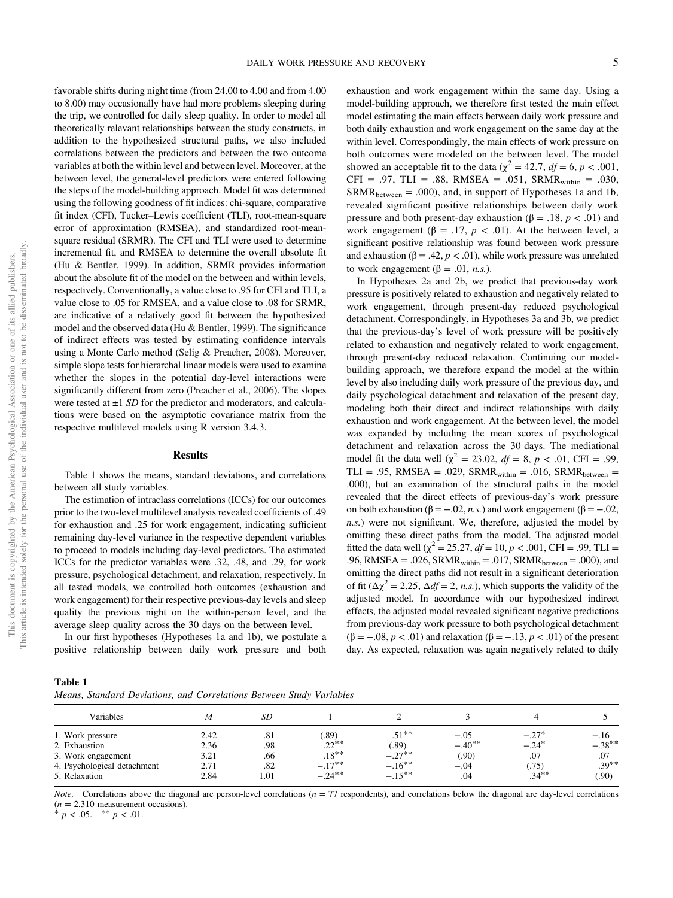favorable shifts during night time (from 24.00 to 4.00 and from 4.00 to 8.00) may occasionally have had more problems sleeping during the trip, we controlled for daily sleep quality. In order to model all theoretically relevant relationships between the study constructs, in addition to the hypothesized structural paths, we also included correlations between the predictors and between the two outcome variables at both the within level and between level. Moreover, at the between level, the general-level predictors were entered following the steps of the model-building approach. Model fit was determined using the following goodness of fit indices: chi-square, comparative fit index (CFI), Tucker–Lewis coefficient (TLI), root-mean-square error of approximation (RMSEA), and standardized root-mean-square residual (SRMR). The CFI and TLI were used to determine incremental fit, and RMSEA to determine the overall absolute fit (Hu & Bentler, 1999). In addition, SRMR provides information about the absolute fit of the model on the between and within levels, respectively. Conventionally, a value close to .95 for CFI and TLI, a value close to .05 for RMSEA, and a value close to .08 for SRMR, are indicative of a relatively good fit between the hypothesized model and the observed data (Hu & Bentler, 1999). The significance of indirect effects was tested by estimating confidence intervals using a Monte Carlo method (Selig & Preacher, 2008). Moreover, simple slope tests for hierarchal linear models were used to examine whether the slopes in the potential day-level interactions were significantly different from zero (Preacher et al., 2006). The slopes were tested at ±1 *SD* for the predictor and moderators, and calculations were based on the asymptotic covariance matrix from the respective multilevel models using R version 3.4.3.

## Results

Table 1 shows the means, standard deviations, and correlations between all study variables.

The estimation of intraclass correlations (ICCs) for our outcomes prior to the two-level multilevel analysis revealed coefficients of .49 for exhaustion and .25 for work engagement, indicating sufficient remaining day-level variance in the respective dependent variables to proceed to models including day-level predictors. The estimated ICCs for the predictor variables were .32, .48, and .29, for work pressure, psychological detachment, and relaxation, respectively. In all tested models, we controlled both outcomes (exhaustion and work engagement) for their respective previous-day levels and sleep quality the previous night on the within-person level, and the average sleep quality across the 30 days on the between level.

In our first hypotheses (Hypotheses 1a and 1b), we postulate a positive relationship between daily work pressure and both exhaustion and work engagement within the same day. Using a model-building approach, we therefore first tested the main effect model estimating the main effects between daily work pressure and both daily exhaustion and work engagement on the same day at the within level. Correspondingly, the main effects of work pressure on both outcomes were modeled on the between level. The model showed an acceptable fit to the data ($\chi^2 = 42.7$, $df = 6$, $p < .001$, CFI = .97, TLI = .88, RMSEA = .051, $SRMR_{within} = .030$, $SRMR_{between} = .000$), and, in support of Hypotheses 1a and 1b, revealed significant positive relationships between daily work pressure and both present-day exhaustion ($\beta = .18$, $p < .01$) and work engagement ($\beta = .17$, $p < .01$). At the between level, a significant positive relationship was found between work pressure and exhaustion ($\beta = .42$, $p < .01$), while work pressure was unrelated to work engagement ($\beta = .01$, *n.s.*).

In Hypotheses 2a and 2b, we predict that previous-day work pressure is positively related to exhaustion and negatively related to work engagement, through present-day reduced psychological detachment. Correspondingly, in Hypotheses 3a and 3b, we predict that the previous-day's level of work pressure will be positively related to exhaustion and negatively related to work engagement, through present-day reduced relaxation. Continuing our model-building approach, we therefore expand the model at the within level by also including daily work pressure of the previous day, and daily psychological detachment and relaxation of the present day, modeling both their direct and indirect relationships with daily exhaustion and work engagement. At the between level, the model was expanded by including the mean scores of psychological detachment and relaxation across the 30 days. The mediational model fit the data well ($\chi^2 = 23.02$, $df = 8$, $p < .01$, CFI = .99, TLI = .95, RMSEA = .029, $SRMR_{within} = .016$, $SRMR_{between} = .000$), but an examination of the structural paths in the model revealed that the direct effects of previous-day's work pressure on both exhaustion ($\beta = -.02$, *n.s.*) and work engagement ($\beta = -.02$, *n.s.*) were not significant. We, therefore, adjusted the model by omitting these direct paths from the model. The adjusted model fitted the data well ($\chi^2 = 25.27$, $df = 10$, $p < .001$, CFI = .99, TLI = .96, RMSEA = .026, $SRMR_{within} = .017$, $SRMR_{between} = .000$), and omitting the direct paths did not result in a significant deterioration of fit ($\Delta\chi^2 = 2.25$, $\Delta df = 2$, *n.s.*), which supports the validity of the adjusted model. In accordance with our hypothesized indirect effects, the adjusted model revealed significant negative predictions from previous-day work pressure to both psychological detachment ($\beta = -.08$, $p < .01$) and relaxation ($\beta = -.13$, $p < .01$) of the present day. As expected, relaxation was again negatively related to daily

**Table 1**

*Means, Standard Deviations, and Correlations Between Study Variables*

| Variables | *M* | *SD* | 1 | 2 | 3 | 4 | 5 |
|---|---|---|---|---|---|---|---|
| 1. Work pressure | 2.42 | .81 | (.89) | .51** | −.05 | −.27* | −.16 |
| 2. Exhaustion | 2.36 | .98 | .22** | (.89) | −.40** | −.24* | −.38** |
| 3. Work engagement | 3.21 | .66 | .18** | −.27** | (.90) | .07 | .07 |
| 4. Psychological detachment | 2.71 | .82 | −.17** | −.16** | −.04 | (.75) | .39** |
| 5. Relaxation | 2.84 | 1.01 | −.24** | −.15** | .04 | .34** | (.90) |

*Note*. Correlations above the diagonal are person-level correlations ($n = 77$ respondents), and correlations below the diagonal are day-level correlations ($n = 2{,}310$ measurement occasions).
* $p < .05$. ** $p < .01$.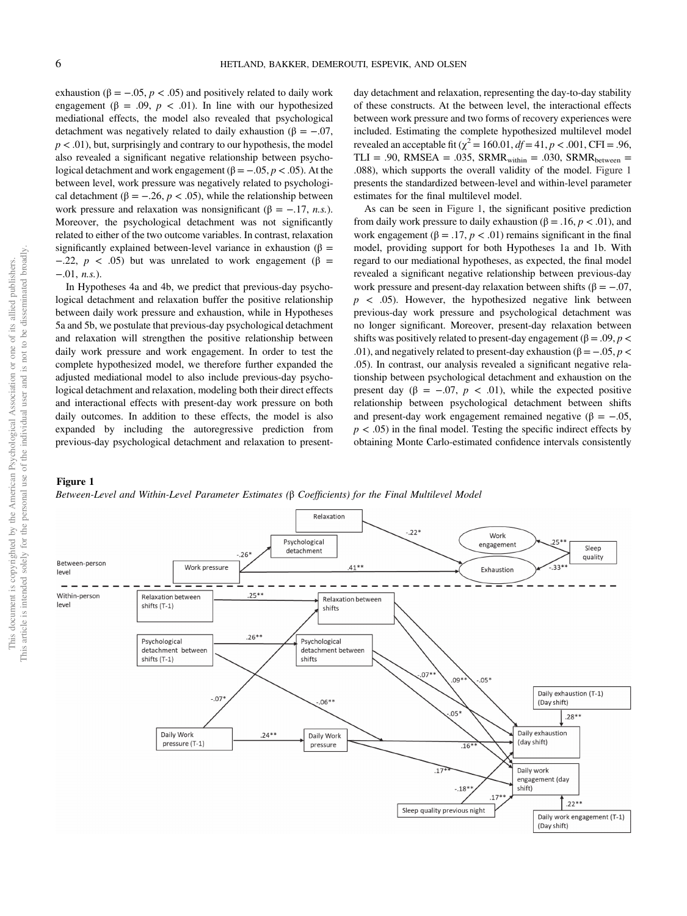exhaustion ($\beta = -.05$, $p < .05$) and positively related to daily work engagement ($\beta = .09$, $p < .01$). In line with our hypothesized mediational effects, the model also revealed that psychological detachment was negatively related to daily exhaustion ($\beta = -.07$, $p < .01$), but, surprisingly and contrary to our hypothesis, the model also revealed a significant negative relationship between psychological detachment and work engagement ($\beta = -.05$, $p < .05$). At the between level, work pressure was negatively related to psychological detachment ($\beta = -.26$, $p < .05$), while the relationship between work pressure and relaxation was nonsignificant ($\beta = -.17$, *n.s.*). Moreover, the psychological detachment was not significantly related to either of the two outcome variables. In contrast, relaxation significantly explained between-level variance in exhaustion ($\beta = -.22$, $p < .05$) but was unrelated to work engagement ($\beta = -.01$, *n.s.*).

In Hypotheses 4a and 4b, we predict that previous-day psychological detachment and relaxation buffer the positive relationship between daily work pressure and exhaustion, while in Hypotheses 5a and 5b, we postulate that previous-day psychological detachment and relaxation will strengthen the positive relationship between daily work pressure and work engagement. In order to test the complete hypothesized model, we therefore further expanded the adjusted mediational model to also include previous-day psychological detachment and relaxation, modeling both their direct effects and interactional effects with present-day work pressure on both daily outcomes. In addition to these effects, the model is also expanded by including the autoregressive prediction from previous-day psychological detachment and relaxation to present-day detachment and relaxation, representing the day-to-day stability of these constructs. At the between level, the interactional effects between work pressure and two forms of recovery experiences were included. Estimating the complete hypothesized multilevel model revealed an acceptable fit ($\chi^2 = 160.01$, $df = 41$, $p < .001$, CFI = .96, TLI = .90, RMSEA = .035, $SRMR_{within}$ = .030, $SRMR_{between}$ = .088), which supports the overall validity of the model. Figure 1 presents the standardized between-level and within-level parameter estimates for the final multilevel model.

As can be seen in Figure 1, the significant positive prediction from daily work pressure to daily exhaustion ($\beta = .16$, $p < .01$), and work engagement ($\beta = .17$, $p < .01$) remains significant in the final model, providing support for both Hypotheses 1a and 1b. With regard to our mediational hypotheses, as expected, the final model revealed a significant negative relationship between previous-day work pressure and present-day relaxation between shifts ($\beta = -.07$, $p < .05$). However, the hypothesized negative link between previous-day work pressure and psychological detachment was no longer significant. Moreover, present-day relaxation between shifts was positively related to present-day engagement ($\beta = .09$, $p < .01$), and negatively related to present-day exhaustion ($\beta = -.05$, $p < .05$). In contrast, our analysis revealed a significant negative relationship between psychological detachment and exhaustion on the present day ($\beta = -.07$, $p < .01$), while the expected positive relationship between psychological detachment between shifts and present-day work engagement remained negative ($\beta = -.05$, $p < .05$) in the final model. Testing the specific indirect effects by obtaining Monte Carlo-estimated confidence intervals consistently

**Figure 1**

*Between-Level and Within-Level Parameter Estimates (β Coefficients) for the Final Multilevel Model*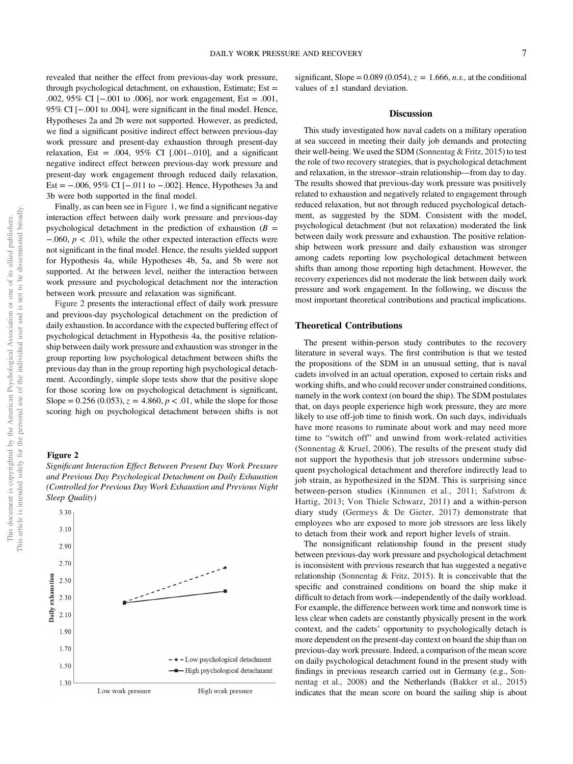revealed that neither the effect from previous-day work pressure, through psychological detachment, on exhaustion, Estimate; Est = .002, 95% CI [−.001 to .006], nor work engagement, Est = .001, 95% CI [−.001 to .004], were significant in the final model. Hence, Hypotheses 2a and 2b were not supported. However, as predicted, we find a significant positive indirect effect between previous-day work pressure and present-day exhaustion through present-day relaxation, Est = .004, 95% CI [.001–.010], and a significant negative indirect effect between previous-day work pressure and present-day work engagement through reduced daily relaxation, Est = −.006, 95% CI [−.011 to −.002]. Hence, Hypotheses 3a and 3b were both supported in the final model.

Finally, as can been see in Figure 1, we find a significant negative interaction effect between daily work pressure and previous-day psychological detachment in the prediction of exhaustion ($B = -.060$, $p < .01$), while the other expected interaction effects were not significant in the final model. Hence, the results yielded support for Hypothesis 4a, while Hypotheses 4b, 5a, and 5b were not supported. At the between level, neither the interaction between work pressure and psychological detachment nor the interaction between work pressure and relaxation was significant.

Figure 2 presents the interactional effect of daily work pressure and previous-day psychological detachment on the prediction of daily exhaustion. In accordance with the expected buffering effect of psychological detachment in Hypothesis 4a, the positive relationship between daily work pressure and exhaustion was stronger in the group reporting low psychological detachment between shifts the previous day than in the group reporting high psychological detachment. Accordingly, simple slope tests show that the positive slope for those scoring low on psychological detachment is significant, Slope = 0.256 (0.053), $z = 4.860$, $p < .01$, while the slope for those scoring high on psychological detachment between shifts is not significant, Slope = 0.089 (0.054), $z = 1.666$, *n.s.,* at the conditional values of ±1 standard deviation.

**Figure 2**

*Significant Interaction Effect Between Present Day Work Pressure and Previous Day Psychological Detachment on Daily Exhaustion (Controlled for Previous Day Work Exhaustion and Previous Night Sleep Quality)*

## Discussion

This study investigated how naval cadets on a military operation at sea succeed in meeting their daily job demands and protecting their well-being. We used the SDM (Sonnentag & Fritz, 2015) to test the role of two recovery strategies, that is psychological detachment and relaxation, in the stressor–strain relationship—from day to day. The results showed that previous-day work pressure was positively related to exhaustion and negatively related to engagement through reduced relaxation, but not through reduced psychological detachment, as suggested by the SDM. Consistent with the model, psychological detachment (but not relaxation) moderated the link between daily work pressure and exhaustion. The positive relationship between work pressure and daily exhaustion was stronger among cadets reporting low psychological detachment between shifts than among those reporting high detachment. However, the recovery experiences did not moderate the link between daily work pressure and work engagement. In the following, we discuss the most important theoretical contributions and practical implications.

### Theoretical Contributions

The present within-person study contributes to the recovery literature in several ways. The first contribution is that we tested the propositions of the SDM in an unusual setting, that is naval cadets involved in an actual operation, exposed to certain risks and working shifts, and who could recover under constrained conditions, namely in the work context (on board the ship). The SDM postulates that, on days people experience high work pressure, they are more likely to use off-job time to finish work. On such days, individuals have more reasons to ruminate about work and may need more time to "switch off" and unwind from work-related activities (Sonnentag & Kruel, 2006). The results of the present study did not support the hypothesis that job stressors undermine subsequent psychological detachment and therefore indirectly lead to job strain, as hypothesized in the SDM. This is surprising since between-person studies (Kinnunen et al., 2011; Safstrom & Hartig, 2013; Von Thiele Schwarz, 2011) and a within-person diary study (Germeys & De Gieter, 2017) demonstrate that employees who are exposed to more job stressors are less likely to detach from their work and report higher levels of strain.

The nonsignificant relationship found in the present study between previous-day work pressure and psychological detachment is inconsistent with previous research that has suggested a negative relationship (Sonnentag & Fritz, 2015). It is conceivable that the specific and constrained conditions on board the ship make it difficult to detach from work—independently of the daily workload. For example, the difference between work time and nonwork time is less clear when cadets are constantly physically present in the work context, and the cadets' opportunity to psychologically detach is more dependent on the present-day context on board the ship than on previous-day work pressure. Indeed, a comparison of the mean score on daily psychological detachment found in the present study with findings in previous research carried out in Germany (e.g., Sonnentag et al., 2008) and the Netherlands (Bakker et al., 2015) indicates that the mean score on board the sailing ship is about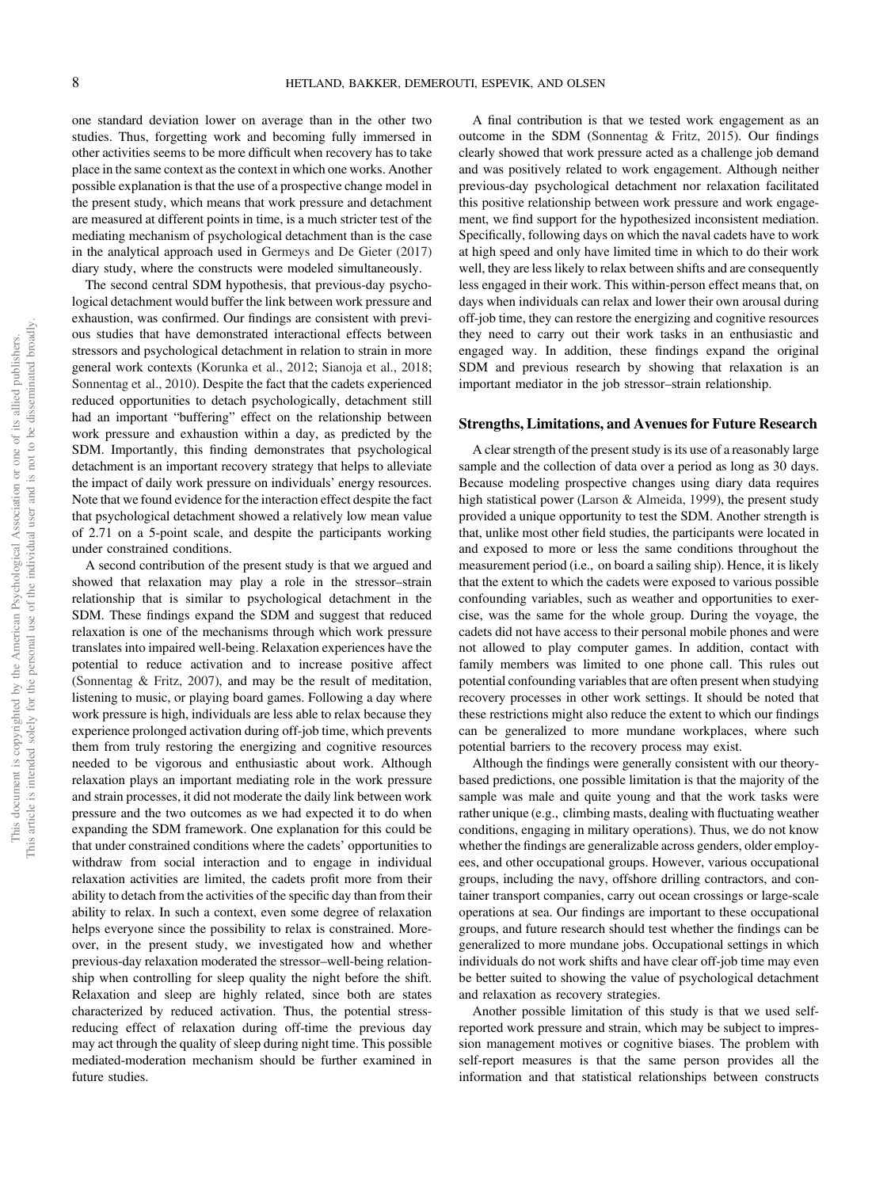one standard deviation lower on average than in the other two studies. Thus, forgetting work and becoming fully immersed in other activities seems to be more difficult when recovery has to take place in the same context as the context in which one works. Another possible explanation is that the use of a prospective change model in the present study, which means that work pressure and detachment are measured at different points in time, is a much stricter test of the mediating mechanism of psychological detachment than is the case in the analytical approach used in Germeys and De Gieter (2017) diary study, where the constructs were modeled simultaneously.

The second central SDM hypothesis, that previous-day psychological detachment would buffer the link between work pressure and exhaustion, was confirmed. Our findings are consistent with previous studies that have demonstrated interactional effects between stressors and psychological detachment in relation to strain in more general work contexts (Korunka et al., 2012; Sianoja et al., 2018; Sonnentag et al., 2010). Despite the fact that the cadets experienced reduced opportunities to detach psychologically, detachment still had an important "buffering" effect on the relationship between work pressure and exhaustion within a day, as predicted by the SDM. Importantly, this finding demonstrates that psychological detachment is an important recovery strategy that helps to alleviate the impact of daily work pressure on individuals' energy resources. Note that we found evidence for the interaction effect despite the fact that psychological detachment showed a relatively low mean value of 2.71 on a 5-point scale, and despite the participants working under constrained conditions.

A second contribution of the present study is that we argued and showed that relaxation may play a role in the stressor–strain relationship that is similar to psychological detachment in the SDM. These findings expand the SDM and suggest that reduced relaxation is one of the mechanisms through which work pressure translates into impaired well-being. Relaxation experiences have the potential to reduce activation and to increase positive affect (Sonnentag & Fritz, 2007), and may be the result of meditation, listening to music, or playing board games. Following a day where work pressure is high, individuals are less able to relax because they experience prolonged activation during off-job time, which prevents them from truly restoring the energizing and cognitive resources needed to be vigorous and enthusiastic about work. Although relaxation plays an important mediating role in the work pressure and strain processes, it did not moderate the daily link between work pressure and the two outcomes as we had expected it to do when expanding the SDM framework. One explanation for this could be that under constrained conditions where the cadets' opportunities to withdraw from social interaction and to engage in individual relaxation activities are limited, the cadets profit more from their ability to detach from the activities of the specific day than from their ability to relax. In such a context, even some degree of relaxation helps everyone since the possibility to relax is constrained. Moreover, in the present study, we investigated how and whether previous-day relaxation moderated the stressor–well-being relationship when controlling for sleep quality the night before the shift. Relaxation and sleep are highly related, since both are states characterized by reduced activation. Thus, the potential stress-reducing effect of relaxation during off-time the previous day may act through the quality of sleep during night time. This possible mediated-moderation mechanism should be further examined in future studies.

A final contribution is that we tested work engagement as an outcome in the SDM (Sonnentag & Fritz, 2015). Our findings clearly showed that work pressure acted as a challenge job demand and was positively related to work engagement. Although neither previous-day psychological detachment nor relaxation facilitated this positive relationship between work pressure and work engagement, we find support for the hypothesized inconsistent mediation. Specifically, following days on which the naval cadets have to work at high speed and only have limited time in which to do their work well, they are less likely to relax between shifts and are consequently less engaged in their work. This within-person effect means that, on days when individuals can relax and lower their own arousal during off-job time, they can restore the energizing and cognitive resources they need to carry out their work tasks in an enthusiastic and engaged way. In addition, these findings expand the original SDM and previous research by showing that relaxation is an important mediator in the job stressor–strain relationship.

## Strengths, Limitations, and Avenues for Future Research

A clear strength of the present study is its use of a reasonably large sample and the collection of data over a period as long as 30 days. Because modeling prospective changes using diary data requires high statistical power (Larson & Almeida, 1999), the present study provided a unique opportunity to test the SDM. Another strength is that, unlike most other field studies, the participants were located in and exposed to more or less the same conditions throughout the measurement period (i.e., on board a sailing ship). Hence, it is likely that the extent to which the cadets were exposed to various possible confounding variables, such as weather and opportunities to exercise, was the same for the whole group. During the voyage, the cadets did not have access to their personal mobile phones and were not allowed to play computer games. In addition, contact with family members was limited to one phone call. This rules out potential confounding variables that are often present when studying recovery processes in other work settings. It should be noted that these restrictions might also reduce the extent to which our findings can be generalized to more mundane workplaces, where such potential barriers to the recovery process may exist.

Although the findings were generally consistent with our theory-based predictions, one possible limitation is that the majority of the sample was male and quite young and that the work tasks were rather unique (e.g., climbing masts, dealing with fluctuating weather conditions, engaging in military operations). Thus, we do not know whether the findings are generalizable across genders, older employees, and other occupational groups. However, various occupational groups, including the navy, offshore drilling contractors, and container transport companies, carry out ocean crossings or large-scale operations at sea. Our findings are important to these occupational groups, and future research should test whether the findings can be generalized to more mundane jobs. Occupational settings in which individuals do not work shifts and have clear off-job time may even be better suited to showing the value of psychological detachment and relaxation as recovery strategies.

Another possible limitation of this study is that we used self-reported work pressure and strain, which may be subject to impression management motives or cognitive biases. The problem with self-report measures is that the same person provides all the information and that statistical relationships between constructs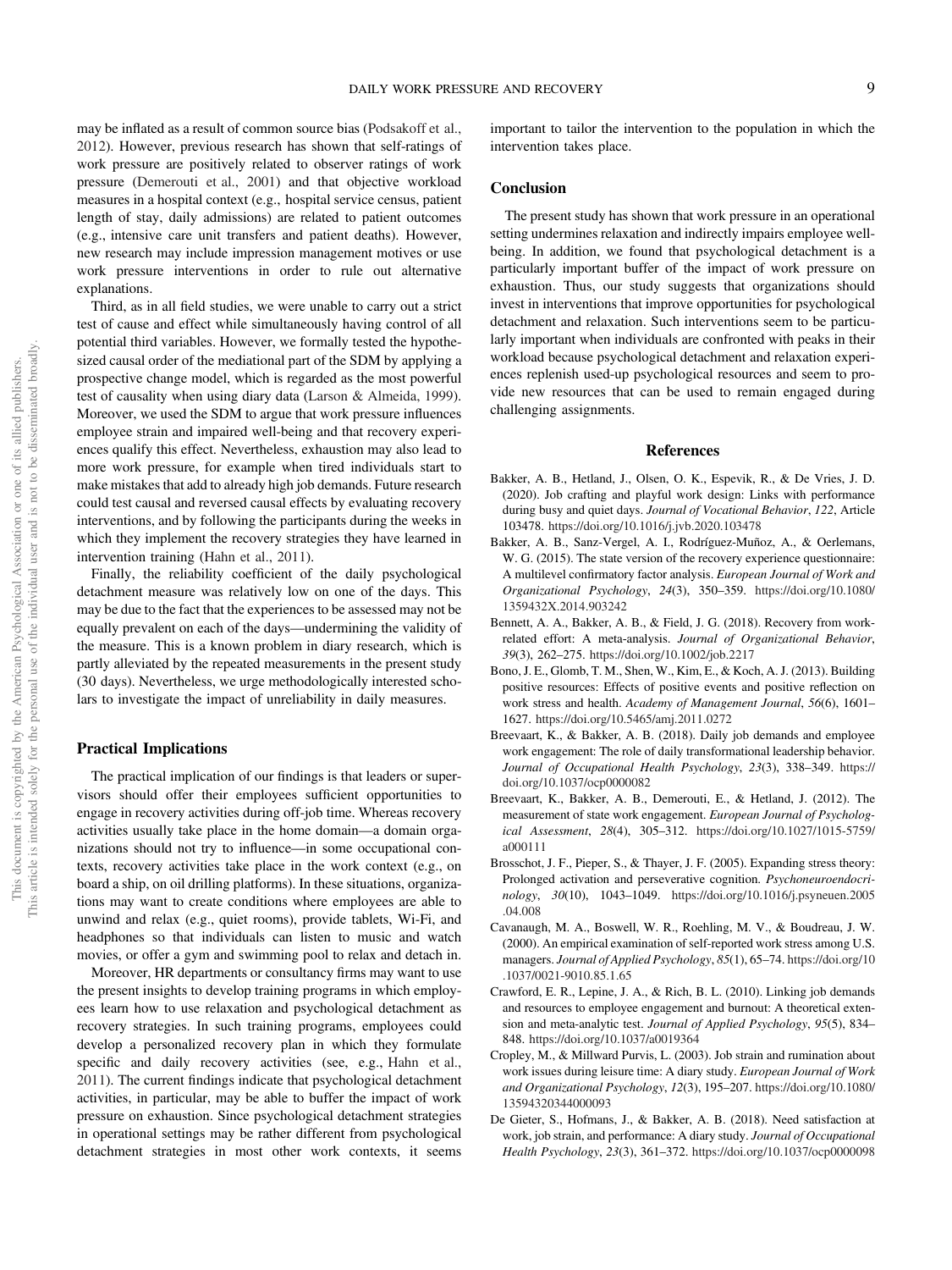may be inflated as a result of common source bias (Podsakoff et al., 2012). However, previous research has shown that self-ratings of work pressure are positively related to observer ratings of work pressure (Demerouti et al., 2001) and that objective workload measures in a hospital context (e.g., hospital service census, patient length of stay, daily admissions) are related to patient outcomes (e.g., intensive care unit transfers and patient deaths). However, new research may include impression management motives or use work pressure interventions in order to rule out alternative explanations.

Third, as in all field studies, we were unable to carry out a strict test of cause and effect while simultaneously having control of all potential third variables. However, we formally tested the hypothesized causal order of the mediational part of the SDM by applying a prospective change model, which is regarded as the most powerful test of causality when using diary data (Larson & Almeida, 1999). Moreover, we used the SDM to argue that work pressure influences employee strain and impaired well-being and that recovery experiences qualify this effect. Nevertheless, exhaustion may also lead to more work pressure, for example when tired individuals start to make mistakes that add to already high job demands. Future research could test causal and reversed causal effects by evaluating recovery interventions, and by following the participants during the weeks in which they implement the recovery strategies they have learned in intervention training (Hahn et al., 2011).

Finally, the reliability coefficient of the daily psychological detachment measure was relatively low on one of the days. This may be due to the fact that the experiences to be assessed may not be equally prevalent on each of the days—undermining the validity of the measure. This is a known problem in diary research, which is partly alleviated by the repeated measurements in the present study (30 days). Nevertheless, we urge methodologically interested scholars to investigate the impact of unreliability in daily measures.

## Practical Implications

The practical implication of our findings is that leaders or supervisors should offer their employees sufficient opportunities to engage in recovery activities during off-job time. Whereas recovery activities usually take place in the home domain—a domain organizations should not try to influence—in some occupational contexts, recovery activities take place in the work context (e.g., on board a ship, on oil drilling platforms). In these situations, organizations may want to create conditions where employees are able to unwind and relax (e.g., quiet rooms), provide tablets, Wi-Fi, and headphones so that individuals can listen to music and watch movies, or offer a gym and swimming pool to relax and detach in.

Moreover, HR departments or consultancy firms may want to use the present insights to develop training programs in which employees learn how to use relaxation and psychological detachment as recovery strategies. In such training programs, employees could develop a personalized recovery plan in which they formulate specific and daily recovery activities (see, e.g., Hahn et al., 2011). The current findings indicate that psychological detachment activities, in particular, may be able to buffer the impact of work pressure on exhaustion. Since psychological detachment strategies in operational settings may be rather different from psychological detachment strategies in most other work contexts, it seems important to tailor the intervention to the population in which the intervention takes place.

## Conclusion

The present study has shown that work pressure in an operational setting undermines relaxation and indirectly impairs employee well-being. In addition, we found that psychological detachment is a particularly important buffer of the impact of work pressure on exhaustion. Thus, our study suggests that organizations should invest in interventions that improve opportunities for psychological detachment and relaxation. Such interventions seem to be particularly important when individuals are confronted with peaks in their workload because psychological detachment and relaxation experiences replenish used-up psychological resources and seem to provide new resources that can be used to remain engaged during challenging assignments.

## References

Bakker, A. B., Hetland, J., Olsen, O. K., Espevik, R., & De Vries, J. D. (2020). Job crafting and playful work design: Links with performance during busy and quiet days. *Journal of Vocational Behavior*, *122*, Article 103478. https://doi.org/10.1016/j.jvb.2020.103478

Bakker, A. B., Sanz-Vergel, A. I., Rodríguez-Muñoz, A., & Oerlemans, W. G. (2015). The state version of the recovery experience questionnaire: A multilevel confirmatory factor analysis. *European Journal of Work and Organizational Psychology*, *24*(3), 350–359. https://doi.org/10.1080/1359432X.2014.903242

Bennett, A. A., Bakker, A. B., & Field, J. G. (2018). Recovery from work-related effort: A meta-analysis. *Journal of Organizational Behavior*, *39*(3), 262–275. https://doi.org/10.1002/job.2217

Bono, J. E., Glomb, T. M., Shen, W., Kim, E., & Koch, A. J. (2013). Building positive resources: Effects of positive events and positive reflection on work stress and health. *Academy of Management Journal*, *56*(6), 1601–1627. https://doi.org/10.5465/amj.2011.0272

Breevaart, K., & Bakker, A. B. (2018). Daily job demands and employee work engagement: The role of daily transformational leadership behavior. *Journal of Occupational Health Psychology*, *23*(3), 338–349. https://doi.org/10.1037/ocp0000082

Breevaart, K., Bakker, A. B., Demerouti, E., & Hetland, J. (2012). The measurement of state work engagement. *European Journal of Psychological Assessment*, *28*(4), 305–312. https://doi.org/10.1027/1015-5759/a000111

Brosschot, J. F., Pieper, S., & Thayer, J. F. (2005). Expanding stress theory: Prolonged activation and perseverative cognition. *Psychoneuroendocrinology*, *30*(10), 1043–1049. https://doi.org/10.1016/j.psyneuen.2005.04.008

Cavanaugh, M. A., Boswell, W. R., Roehling, M. V., & Boudreau, J. W. (2000). An empirical examination of self-reported work stress among U.S. managers. *Journal of Applied Psychology*, *85*(1), 65–74. https://doi.org/10.1037/0021-9010.85.1.65

Crawford, E. R., Lepine, J. A., & Rich, B. L. (2010). Linking job demands and resources to employee engagement and burnout: A theoretical extension and meta-analytic test. *Journal of Applied Psychology*, *95*(5), 834–848. https://doi.org/10.1037/a0019364

Cropley, M., & Millward Purvis, L. (2003). Job strain and rumination about work issues during leisure time: A diary study. *European Journal of Work and Organizational Psychology*, *12*(3), 195–207. https://doi.org/10.1080/13594320344000093

De Gieter, S., Hofmans, J., & Bakker, A. B. (2018). Need satisfaction at work, job strain, and performance: A diary study. *Journal of Occupational Health Psychology*, *23*(3), 361–372. https://doi.org/10.1037/ocp0000098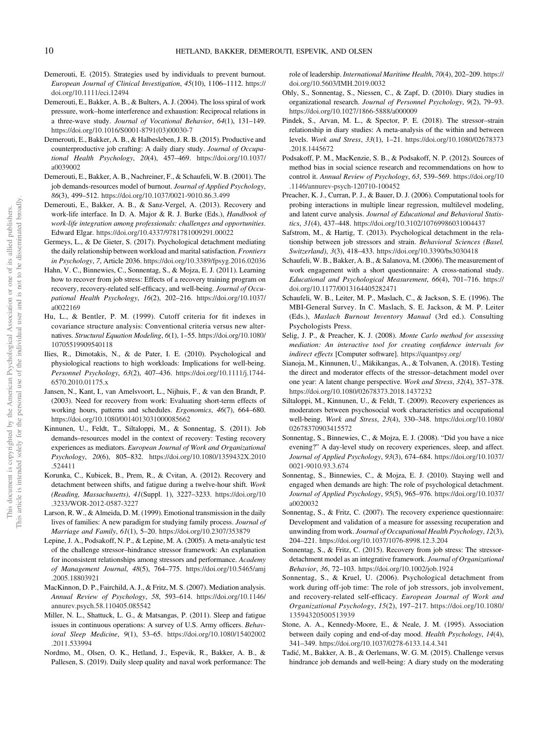Demerouti, E. (2015). Strategies used by individuals to prevent burnout. *European Journal of Clinical Investigation*, *45*(10), 1106–1112. https://doi.org/10.1111/eci.12494

Demerouti, E., Bakker, A. B., & Bulters, A. J. (2004). The loss spiral of work pressure, work–home interference and exhaustion: Reciprocal relations in a three-wave study. *Journal of Vocational Behavior*, *64*(1), 131–149. https://doi.org/10.1016/S0001-8791(03)00030-7

Demerouti, E., Bakker, A. B., & Halbesleben, J. R. B. (2015). Productive and counterproductive job crafting: A daily diary study. *Journal of Occupational Health Psychology*, *20*(4), 457–469. https://doi.org/10.1037/a0039002

Demerouti, E., Bakker, A. B., Nachreiner, F., & Schaufeli, W. B. (2001). The job demands-resources model of burnout. *Journal of Applied Psychology*, *86*(3), 499–512. https://doi.org/10.1037/0021-9010.86.3.499

Demerouti, E., Bakker, A. B., & Sanz-Vergel, A. (2013). Recovery and work-life interface. In D. A. Major & R. J. Burke (Eds.), *Handbook of work-life integration among professionals: challenges and opportunities*. Edward Elgar. https://doi.org/10.4337/9781781009291.00022

Germeys, L., & De Gieter, S. (2017). Psychological detachment mediating the daily relationship between workload and marital satisfaction. *Frontiers in Psychology*, *7*, Article 2036. https://doi.org/10.3389/fpsyg.2016.02036

Hahn, V. C., Binnewies, C., Sonnentag, S., & Mojza, E. J. (2011). Learning how to recover from job stress: Effects of a recovery training program on recovery, recovery-related self-efficacy, and well-being. *Journal of Occupational Health Psychology*, *16*(2), 202–216. https://doi.org/10.1037/a0022169

Hu, L., & Bentler, P. M. (1999). Cutoff criteria for fit indexes in covariance structure analysis: Conventional criteria versus new alternatives. *Structural Equation Modeling*, *6*(1), 1–55. https://doi.org/10.1080/10705519909540118

Ilies, R., Dimotakis, N., & de Pater, I. E. (2010). Psychological and physiological reactions to high workloads: Implications for well-being. *Personnel Psychology*, *63*(2), 407–436. https://doi.org/10.1111/j.1744-6570.2010.01175.x

Jansen, N., Kant, I., van Amelsvoort, L., Nijhuis, F., & van den Brandt, P. (2003). Need for recovery from work: Evaluating short-term effects of working hours, patterns and schedules. *Ergonomics*, *46*(7), 664–680. https://doi.org/10.1080/0014013031000085662

Kinnunen, U., Feldt, T., Siltaloppi, M., & Sonnentag, S. (2011). Job demands–resources model in the context of recovery: Testing recovery experiences as mediators. *European Journal of Work and Organizational Psychology*, *20*(6), 805–832. https://doi.org/10.1080/1359432X.2010.524411

Korunka, C., Kubicek, B., Prem, R., & Cvitan, A. (2012). Recovery and detachment between shifts, and fatigue during a twelve-hour shift. *Work (Reading, Massachusetts)*, *41*(Suppl. 1), 3227–3233. https://doi.org/10.3233/WOR-2012-0587-3227

Larson, R. W., & Almeida, D. M. (1999). Emotional transmission in the daily lives of families: A new paradigm for studying family process. *Journal of Marriage and Family*, *61*(1), 5–20. https://doi.org/10.2307/353879

Lepine, J. A., Podsakoff, N. P., & Lepine, M. A. (2005). A meta-analytic test of the challenge stressor–hindrance stressor framework: An explanation for inconsistent relationships among stressors and performance. *Academy of Management Journal*, *48*(5), 764–775. https://doi.org/10.5465/amj.2005.18803921

MacKinnon, D. P., Fairchild, A. J., & Fritz, M. S. (2007). Mediation analysis. *Annual Review of Psychology*, *58*, 593–614. https://doi.org/10.1146/annurev.psych.58.110405.085542

Miller, N. L., Shattuck, L. G., & Matsangas, P. (2011). Sleep and fatigue issues in continuous operations: A survey of U.S. Army officers. *Behavioral Sleep Medicine*, *9*(1), 53–65. https://doi.org/10.1080/15402002.2011.533994

Nordmo, M., Olsen, O. K., Hetland, J., Espevik, R., Bakker, A. B., & Pallesen, S. (2019). Daily sleep quality and naval work performance: The role of leadership. *International Maritime Health*, *70*(4), 202–209. https://doi.org/10.5603/IMH.2019.0032

Ohly, S., Sonnentag, S., Niessen, C., & Zapf, D. (2010). Diary studies in organizational research. *Journal of Personnel Psychology*, *9*(2), 79–93. https://doi.org/10.1027/1866-5888/a000009

Pindek, S., Arvan, M. L., & Spector, P. E. (2018). The stressor–strain relationship in diary studies: A meta-analysis of the within and between levels. *Work and Stress*, *33*(1), 1–21. https://doi.org/10.1080/02678373.2018.1445672

Podsakoff, P. M., MacKenzie, S. B., & Podsakoff, N. P. (2012). Sources of method bias in social science research and recommendations on how to control it. *Annual Review of Psychology*, *63*, 539–569. https://doi.org/10.1146/annurev-psych-120710-100452

Preacher, K. J., Curran, P. J., & Bauer, D. J. (2006). Computational tools for probing interactions in multiple linear regression, multilevel modeling, and latent curve analysis. *Journal of Educational and Behavioral Statistics*, *31*(4), 437–448. https://doi.org/10.3102/10769986031004437

Safstrom, M., & Hartig, T. (2013). Psychological detachment in the relationship between job stressors and strain. *Behavioral Sciences (Basel, Switzerland)*, *3*(3), 418–433. https://doi.org/10.3390/bs3030418

Schaufeli, W. B., Bakker, A. B., & Salanova, M. (2006). The measurement of work engagement with a short questionnaire: A cross-national study. *Educational and Psychological Measurement*, *66*(4), 701–716. https://doi.org/10.1177/0013164405282471

Schaufeli, W. B., Leiter, M. P., Maslach, C., & Jackson, S. E. (1996). The MBI-General Survey. In C. Maslach, S. E. Jackson, & M. P. Leiter (Eds.), *Maslach Burnout Inventory Manual* (3rd ed.). Consulting Psychologists Press.

Selig, J. P., & Preacher, K. J. (2008). *Monte Carlo method for assessing mediation: An interactive tool for creating confidence intervals for indirect effects* [Computer software]. https://quantpsy.org/

Sianoja, M., Kinnunen, U., Mäkikangas, A., & Tolvanen, A. (2018). Testing the direct and moderator effects of the stressor–detachment model over one year: A latent change perspective. *Work and Stress*, *32*(4), 357–378. https://doi.org/10.1080/02678373.2018.1437232

Siltaloppi, M., Kinnunen, U., & Feldt, T. (2009). Recovery experiences as moderators between psychosocial work characteristics and occupational well-being. *Work and Stress*, *23*(4), 330–348. https://doi.org/10.1080/02678370903415572

Sonnentag, S., Binnewies, C., & Mojza, E. J. (2008). "Did you have a nice evening?" A day-level study on recovery experiences, sleep, and affect. *Journal of Applied Psychology*, *93*(3), 674–684. https://doi.org/10.1037/0021-9010.93.3.674

Sonnentag, S., Binnewies, C., & Mojza, E. J. (2010). Staying well and engaged when demands are high: The role of psychological detachment. *Journal of Applied Psychology*, *95*(5), 965–976. https://doi.org/10.1037/a0020032

Sonnentag, S., & Fritz, C. (2007). The recovery experience questionnaire: Development and validation of a measure for assessing recuperation and unwinding from work. *Journal of Occupational Health Psychology*, *12*(3), 204–221. https://doi.org/10.1037/1076-8998.12.3.204

Sonnentag, S., & Fritz, C. (2015). Recovery from job stress: The stressor-detachment model as an integrative framework. *Journal of Organizational Behavior*, *36*, 72–103. https://doi.org/10.1002/job.1924

Sonnentag, S., & Kruel, U. (2006). Psychological detachment from work during off-job time: The role of job stressors, job involvement, and recovery-related self-efficacy. *European Journal of Work and Organizational Psychology*, *15*(2), 197–217. https://doi.org/10.1080/13594320500513939

Stone, A. A., Kennedy-Moore, E., & Neale, J. M. (1995). Association between daily coping and end-of-day mood. *Health Psychology*, *14*(4), 341–349. https://doi.org/10.1037/0278-6133.14.4.341

Tadić, M., Bakker, A. B., & Oerlemans, W. G. M. (2015). Challenge versus hindrance job demands and well-being: A diary study on the moderating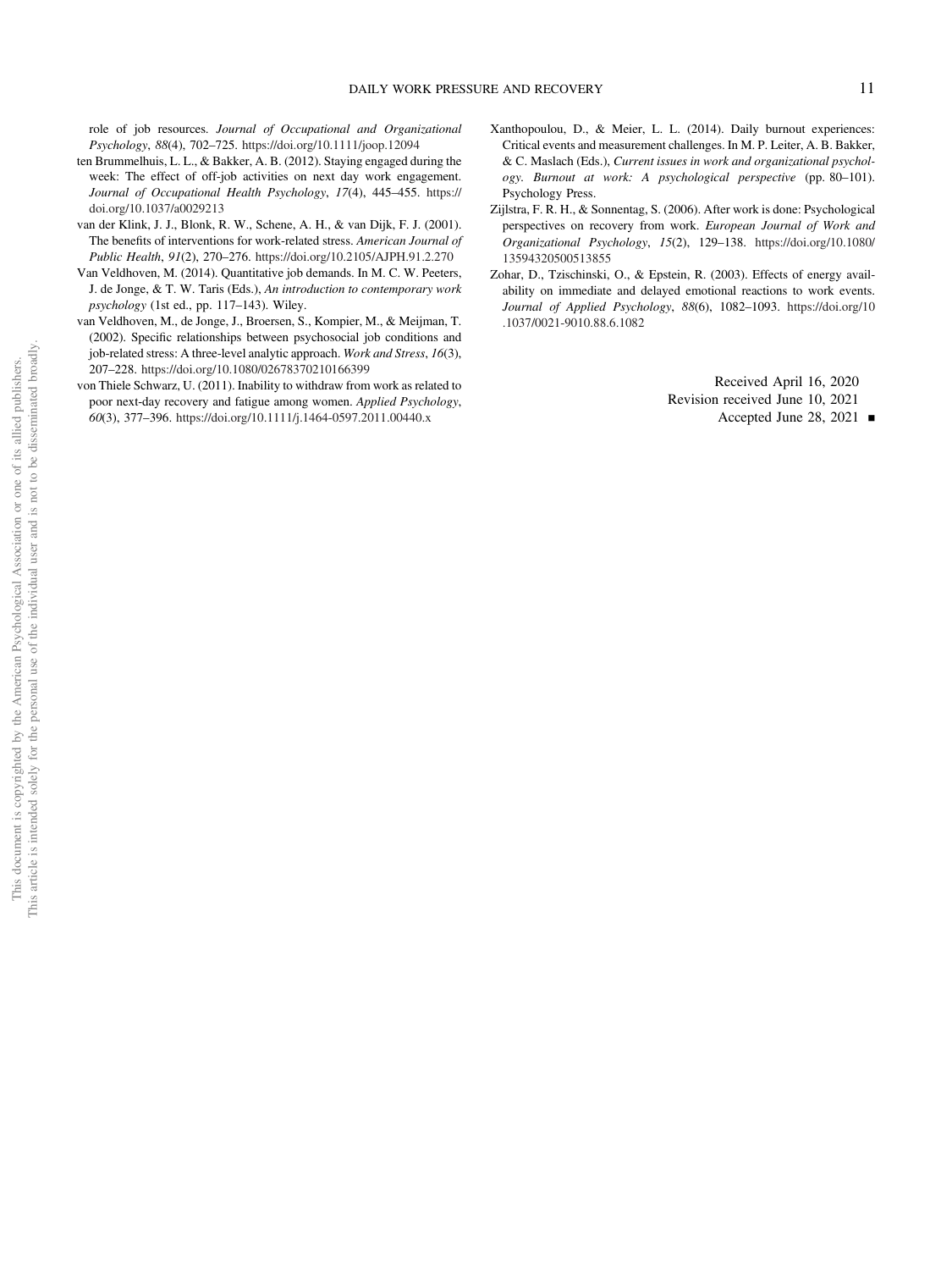role of job resources. *Journal of Occupational and Organizational Psychology*, *88*(4), 702–725. https://doi.org/10.1111/joop.12094

ten Brummelhuis, L. L., & Bakker, A. B. (2012). Staying engaged during the week: The effect of off-job activities on next day work engagement. *Journal of Occupational Health Psychology*, *17*(4), 445–455. https://doi.org/10.1037/a0029213

van der Klink, J. J., Blonk, R. W., Schene, A. H., & van Dijk, F. J. (2001). The benefits of interventions for work-related stress. *American Journal of Public Health*, *91*(2), 270–276. https://doi.org/10.2105/AJPH.91.2.270

Van Veldhoven, M. (2014). Quantitative job demands. In M. C. W. Peeters, J. de Jonge, & T. W. Taris (Eds.), *An introduction to contemporary work psychology* (1st ed., pp. 117–143). Wiley.

van Veldhoven, M., de Jonge, J., Broersen, S., Kompier, M., & Meijman, T. (2002). Specific relationships between psychosocial job conditions and job-related stress: A three-level analytic approach. *Work and Stress*, *16*(3), 207–228. https://doi.org/10.1080/02678370210166399

von Thiele Schwarz, U. (2011). Inability to withdraw from work as related to poor next-day recovery and fatigue among women. *Applied Psychology*, *60*(3), 377–396. https://doi.org/10.1111/j.1464-0597.2011.00440.x

Xanthopoulou, D., & Meier, L. L. (2014). Daily burnout experiences: Critical events and measurement challenges. In M. P. Leiter, A. B. Bakker, & C. Maslach (Eds.), *Current issues in work and organizational psychology. Burnout at work: A psychological perspective* (pp. 80–101). Psychology Press.

Zijlstra, F. R. H., & Sonnentag, S. (2006). After work is done: Psychological perspectives on recovery from work. *European Journal of Work and Organizational Psychology*, *15*(2), 129–138. https://doi.org/10.1080/13594320500513855

Zohar, D., Tzischinski, O., & Epstein, R. (2003). Effects of energy availability on immediate and delayed emotional reactions to work events. *Journal of Applied Psychology*, *88*(6), 1082–1093. https://doi.org/10.1037/0021-9010.88.6.1082

Received April 16, 2020
Revision received June 10, 2021
Accepted June 28, 2021 ■